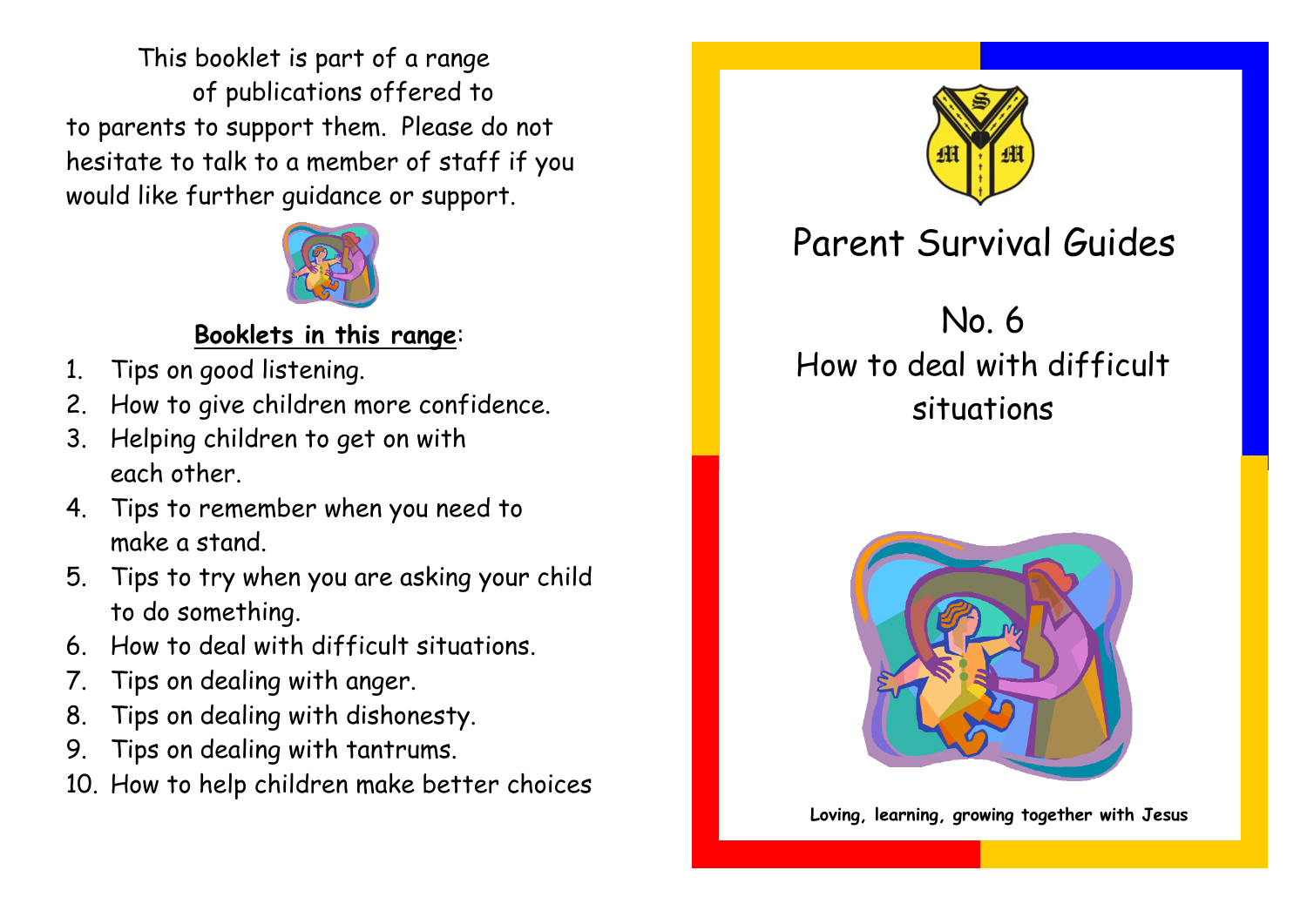This booklet is part of a range of publications offered to to parents to support them. Please do not hesitate to talk to a member of staff if you would like further guidance or support.

**Booklets in this range**:

1. Tips on good listening.
2. How to give children more confidence.
3. Helping children to get on with each other.
4. Tips to remember when you need to make a stand.
5. Tips to try when you are asking your child to do something.
6. How to deal with difficult situations.
7. Tips on dealing with anger.
8. Tips on dealing with dishonesty.
9. Tips on dealing with tantrums.
10. How to help children make better choices

# Parent Survival Guides

## No. 6
## How to deal with difficult situations

**Loving, learning, growing together with Jesus**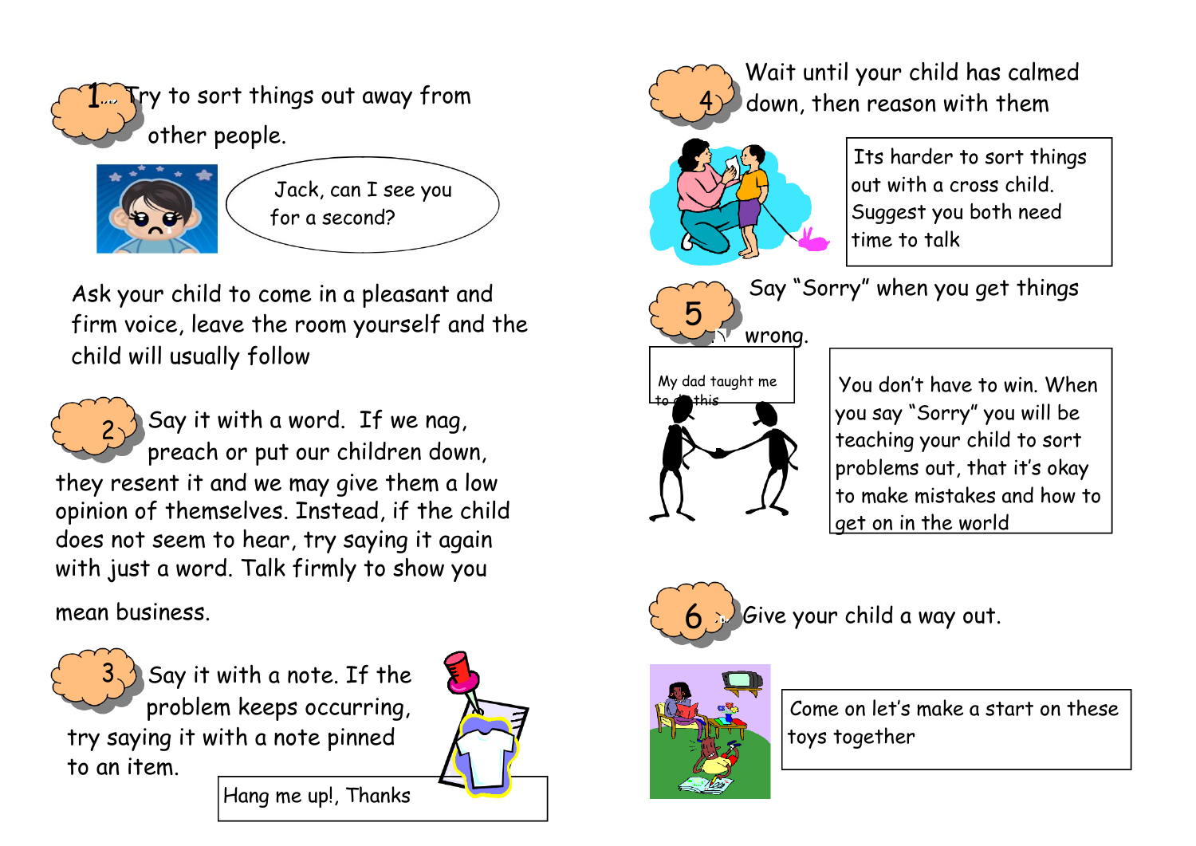1. Try to sort things out away from other people.

Jack, can I see you for a second?

Ask your child to come in a pleasant and firm voice, leave the room yourself and the child will usually follow

2. Say it with a word. If we nag, preach or put our children down, they resent it and we may give them a low opinion of themselves. Instead, if the child does not seem to hear, try saying it again with just a word. Talk firmly to show you mean business.

3. Say it with a note. If the problem keeps occurring, try saying it with a note pinned to an item.

Hang me up!, Thanks

4. Wait until your child has calmed down, then reason with them

Its harder to sort things out with a cross child. Suggest you both need time to talk

5. Say "Sorry" when you get things wrong.

My dad taught me to do this

You don't have to win. When you say "Sorry" you will be teaching your child to sort problems out, that it's okay to make mistakes and how to get on in the world

6. Give your child a way out.

Come on let's make a start on these toys together